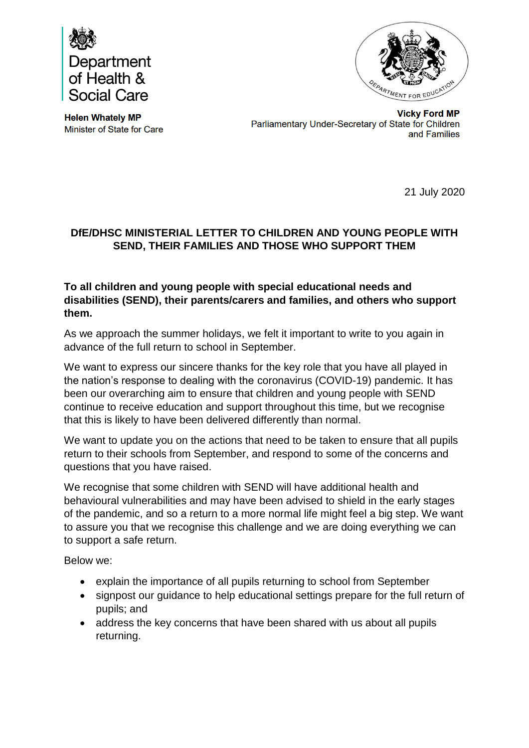Department of Health & Social Care

**Helen Whately MP**
Minister of State for Care

DEPARTMENT FOR EDUCATION

**Vicky Ford MP**
Parliamentary Under-Secretary of State for Children and Families

21 July 2020

## DfE/DHSC MINISTERIAL LETTER TO CHILDREN AND YOUNG PEOPLE WITH SEND, THEIR FAMILIES AND THOSE WHO SUPPORT THEM

**To all children and young people with special educational needs and disabilities (SEND), their parents/carers and families, and others who support them.**

As we approach the summer holidays, we felt it important to write to you again in advance of the full return to school in September.

We want to express our sincere thanks for the key role that you have all played in the nation's response to dealing with the coronavirus (COVID-19) pandemic. It has been our overarching aim to ensure that children and young people with SEND continue to receive education and support throughout this time, but we recognise that this is likely to have been delivered differently than normal.

We want to update you on the actions that need to be taken to ensure that all pupils return to their schools from September, and respond to some of the concerns and questions that you have raised.

We recognise that some children with SEND will have additional health and behavioural vulnerabilities and may have been advised to shield in the early stages of the pandemic, and so a return to a more normal life might feel a big step. We want to assure you that we recognise this challenge and we are doing everything we can to support a safe return.

Below we:

- explain the importance of all pupils returning to school from September
- signpost our guidance to help educational settings prepare for the full return of pupils; and
- address the key concerns that have been shared with us about all pupils returning.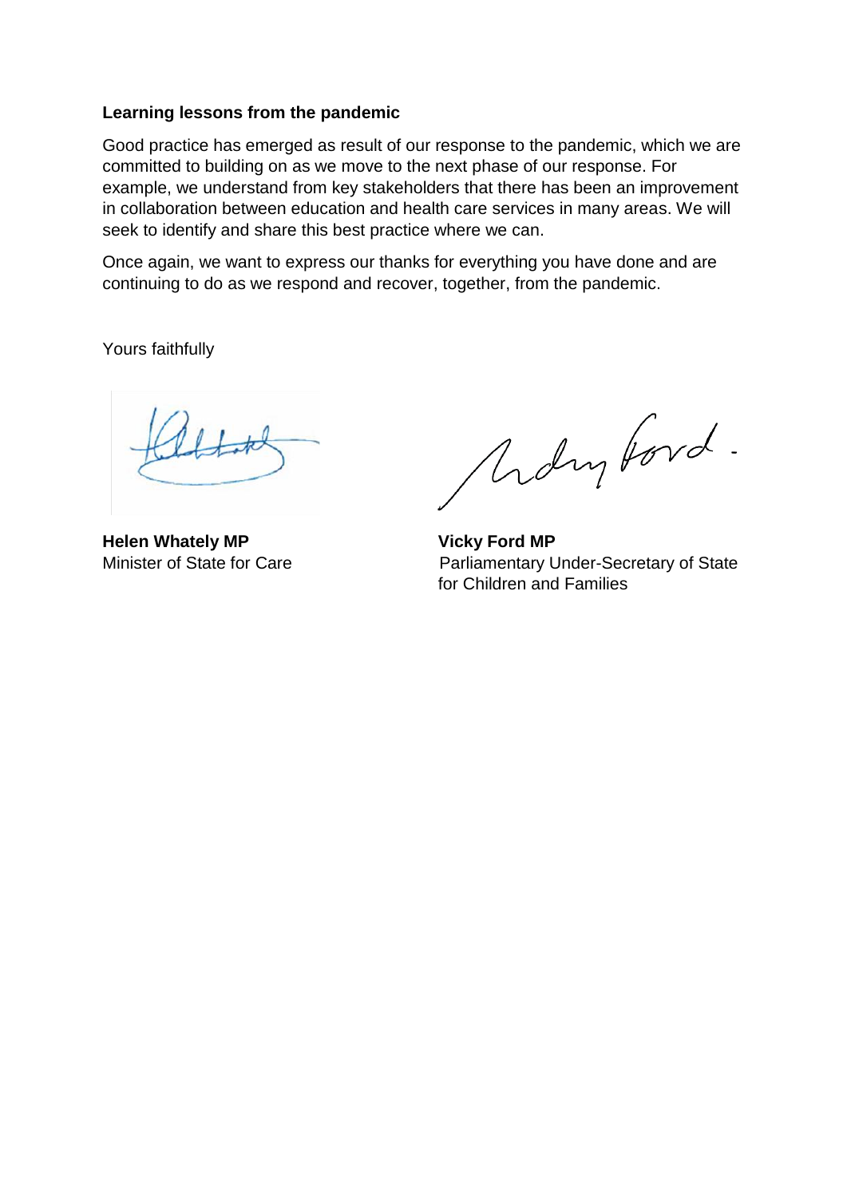**Learning lessons from the pandemic**

Good practice has emerged as result of our response to the pandemic, which we are committed to building on as we move to the next phase of our response. For example, we understand from key stakeholders that there has been an improvement in collaboration between education and health care services in many areas. We will seek to identify and share this best practice where we can.

Once again, we want to express our thanks for everything you have done and are continuing to do as we respond and recover, together, from the pandemic.

Yours faithfully

**Helen Whately MP**
Minister of State for Care

**Vicky Ford MP**
Parliamentary Under-Secretary of State for Children and Families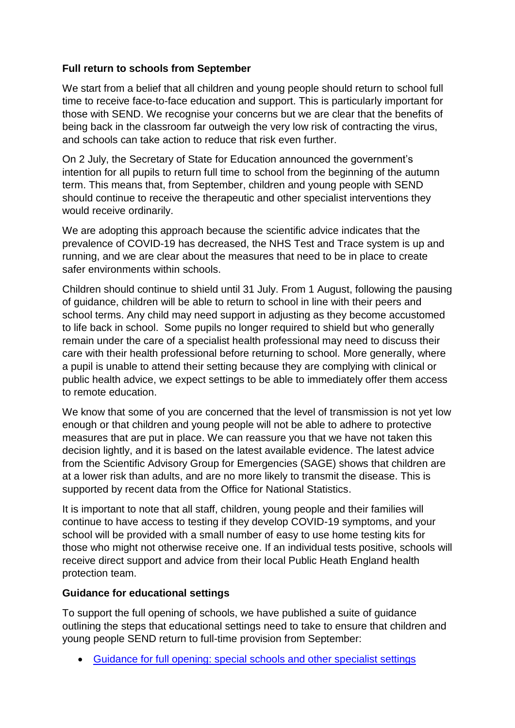**Full return to schools from September**

We start from a belief that all children and young people should return to school full time to receive face-to-face education and support. This is particularly important for those with SEND. We recognise your concerns but we are clear that the benefits of being back in the classroom far outweigh the very low risk of contracting the virus, and schools can take action to reduce that risk even further.

On 2 July, the Secretary of State for Education announced the government's intention for all pupils to return full time to school from the beginning of the autumn term. This means that, from September, children and young people with SEND should continue to receive the therapeutic and other specialist interventions they would receive ordinarily.

We are adopting this approach because the scientific advice indicates that the prevalence of COVID-19 has decreased, the NHS Test and Trace system is up and running, and we are clear about the measures that need to be in place to create safer environments within schools.

Children should continue to shield until 31 July. From 1 August, following the pausing of guidance, children will be able to return to school in line with their peers and school terms. Any child may need support in adjusting as they become accustomed to life back in school. Some pupils no longer required to shield but who generally remain under the care of a specialist health professional may need to discuss their care with their health professional before returning to school. More generally, where a pupil is unable to attend their setting because they are complying with clinical or public health advice, we expect settings to be able to immediately offer them access to remote education.

We know that some of you are concerned that the level of transmission is not yet low enough or that children and young people will not be able to adhere to protective measures that are put in place. We can reassure you that we have not taken this decision lightly, and it is based on the latest available evidence. The latest advice from the Scientific Advisory Group for Emergencies (SAGE) shows that children are at a lower risk than adults, and are no more likely to transmit the disease. This is supported by recent data from the Office for National Statistics.

It is important to note that all staff, children, young people and their families will continue to have access to testing if they develop COVID-19 symptoms, and your school will be provided with a small number of easy to use home testing kits for those who might not otherwise receive one. If an individual tests positive, schools will receive direct support and advice from their local Public Heath England health protection team.

**Guidance for educational settings**

To support the full opening of schools, we have published a suite of guidance outlining the steps that educational settings need to take to ensure that children and young people SEND return to full-time provision from September:

- Guidance for full opening: special schools and other specialist settings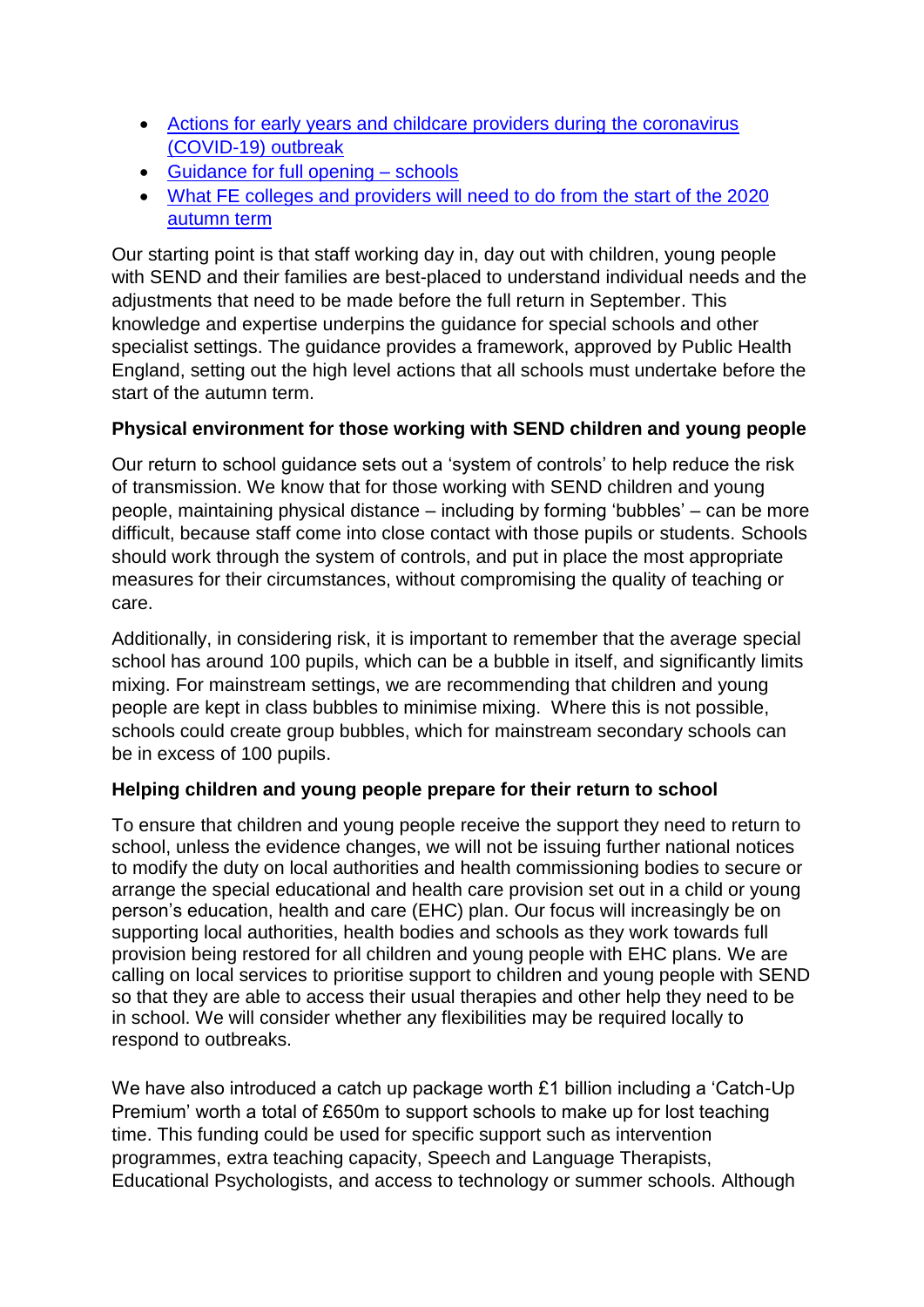- Actions for early years and childcare providers during the coronavirus (COVID-19) outbreak
- Guidance for full opening – schools
- What FE colleges and providers will need to do from the start of the 2020 autumn term

Our starting point is that staff working day in, day out with children, young people with SEND and their families are best-placed to understand individual needs and the adjustments that need to be made before the full return in September. This knowledge and expertise underpins the guidance for special schools and other specialist settings. The guidance provides a framework, approved by Public Health England, setting out the high level actions that all schools must undertake before the start of the autumn term.

**Physical environment for those working with SEND children and young people**

Our return to school guidance sets out a 'system of controls' to help reduce the risk of transmission. We know that for those working with SEND children and young people, maintaining physical distance – including by forming 'bubbles' – can be more difficult, because staff come into close contact with those pupils or students. Schools should work through the system of controls, and put in place the most appropriate measures for their circumstances, without compromising the quality of teaching or care.

Additionally, in considering risk, it is important to remember that the average special school has around 100 pupils, which can be a bubble in itself, and significantly limits mixing. For mainstream settings, we are recommending that children and young people are kept in class bubbles to minimise mixing. Where this is not possible, schools could create group bubbles, which for mainstream secondary schools can be in excess of 100 pupils.

**Helping children and young people prepare for their return to school**

To ensure that children and young people receive the support they need to return to school, unless the evidence changes, we will not be issuing further national notices to modify the duty on local authorities and health commissioning bodies to secure or arrange the special educational and health care provision set out in a child or young person's education, health and care (EHC) plan. Our focus will increasingly be on supporting local authorities, health bodies and schools as they work towards full provision being restored for all children and young people with EHC plans. We are calling on local services to prioritise support to children and young people with SEND so that they are able to access their usual therapies and other help they need to be in school. We will consider whether any flexibilities may be required locally to respond to outbreaks.

We have also introduced a catch up package worth £1 billion including a 'Catch-Up Premium' worth a total of £650m to support schools to make up for lost teaching time. This funding could be used for specific support such as intervention programmes, extra teaching capacity, Speech and Language Therapists, Educational Psychologists, and access to technology or summer schools. Although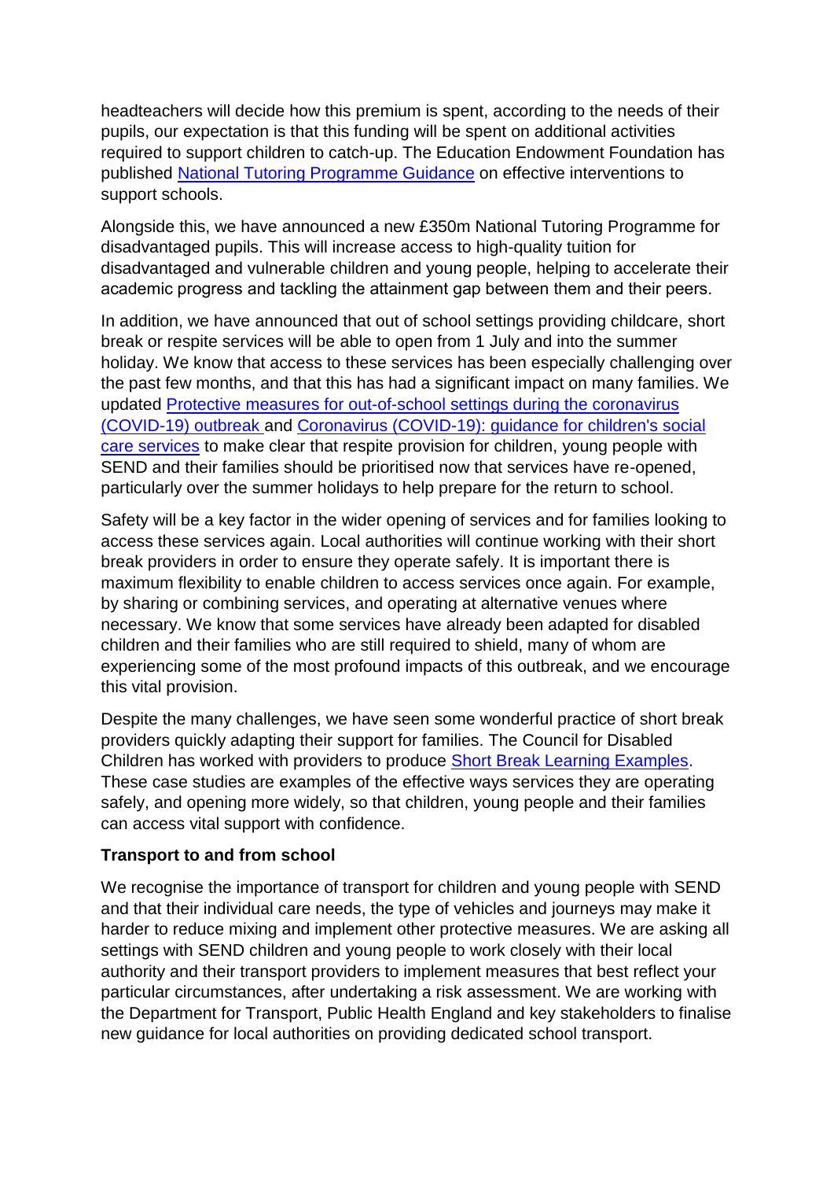headteachers will decide how this premium is spent, according to the needs of their pupils, our expectation is that this funding will be spent on additional activities required to support children to catch-up. The Education Endowment Foundation has published National Tutoring Programme Guidance on effective interventions to support schools.

Alongside this, we have announced a new £350m National Tutoring Programme for disadvantaged pupils. This will increase access to high-quality tuition for disadvantaged and vulnerable children and young people, helping to accelerate their academic progress and tackling the attainment gap between them and their peers.

In addition, we have announced that out of school settings providing childcare, short break or respite services will be able to open from 1 July and into the summer holiday. We know that access to these services has been especially challenging over the past few months, and that this has had a significant impact on many families. We updated Protective measures for out-of-school settings during the coronavirus (COVID-19) outbreak and Coronavirus (COVID-19): guidance for children's social care services to make clear that respite provision for children, young people with SEND and their families should be prioritised now that services have re-opened, particularly over the summer holidays to help prepare for the return to school.

Safety will be a key factor in the wider opening of services and for families looking to access these services again. Local authorities will continue working with their short break providers in order to ensure they operate safely. It is important there is maximum flexibility to enable children to access services once again. For example, by sharing or combining services, and operating at alternative venues where necessary. We know that some services have already been adapted for disabled children and their families who are still required to shield, many of whom are experiencing some of the most profound impacts of this outbreak, and we encourage this vital provision.

Despite the many challenges, we have seen some wonderful practice of short break providers quickly adapting their support for families. The Council for Disabled Children has worked with providers to produce Short Break Learning Examples. These case studies are examples of the effective ways services they are operating safely, and opening more widely, so that children, young people and their families can access vital support with confidence.

**Transport to and from school**

We recognise the importance of transport for children and young people with SEND and that their individual care needs, the type of vehicles and journeys may make it harder to reduce mixing and implement other protective measures. We are asking all settings with SEND children and young people to work closely with their local authority and their transport providers to implement measures that best reflect your particular circumstances, after undertaking a risk assessment. We are working with the Department for Transport, Public Health England and key stakeholders to finalise new guidance for local authorities on providing dedicated school transport.